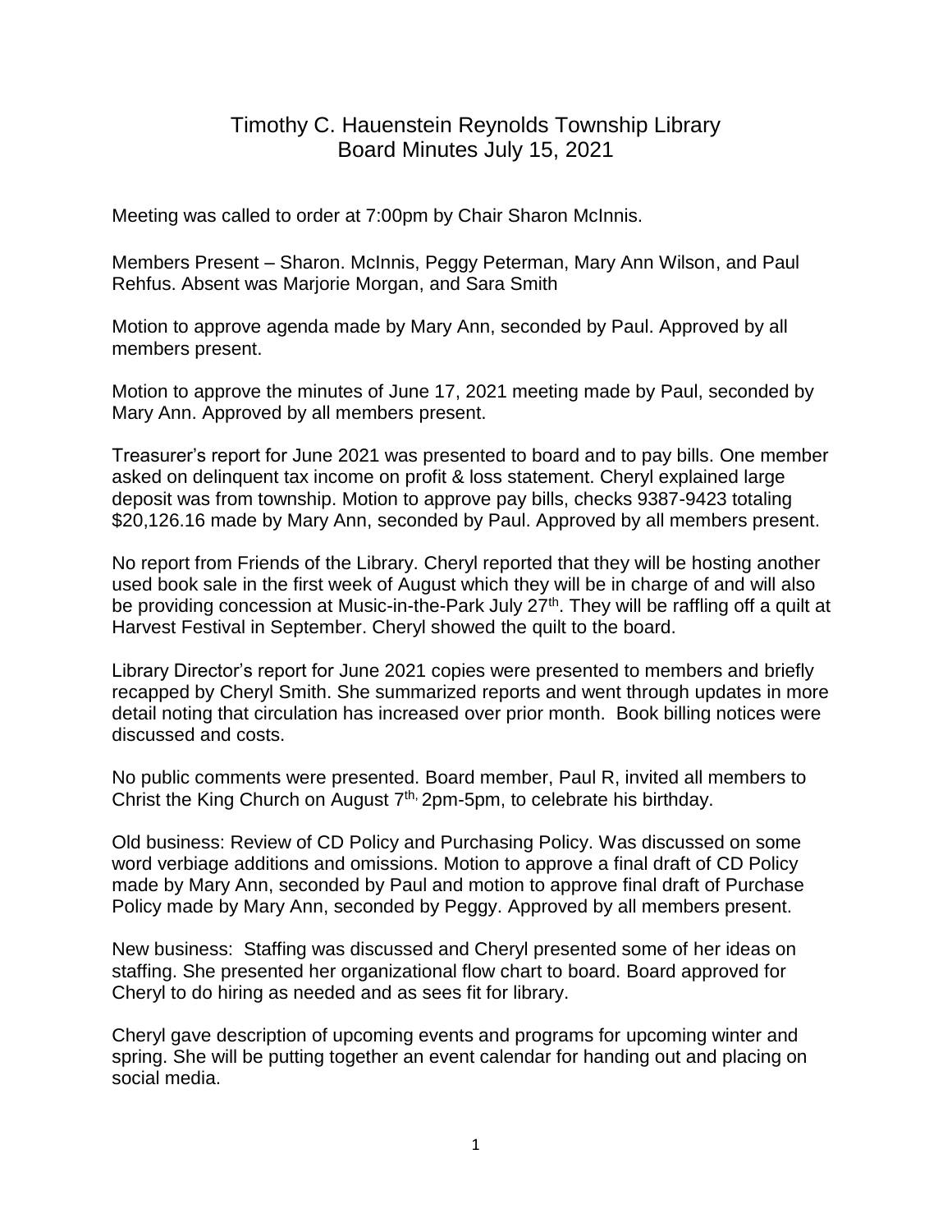# Timothy C. Hauenstein Reynolds Township Library
## Board Minutes July 15, 2021

Meeting was called to order at 7:00pm by Chair Sharon McInnis.

Members Present – Sharon. McInnis, Peggy Peterman, Mary Ann Wilson, and Paul Rehfus. Absent was Marjorie Morgan, and Sara Smith

Motion to approve agenda made by Mary Ann, seconded by Paul. Approved by all members present.

Motion to approve the minutes of June 17, 2021 meeting made by Paul, seconded by Mary Ann. Approved by all members present.

Treasurer's report for June 2021 was presented to board and to pay bills. One member asked on delinquent tax income on profit & loss statement. Cheryl explained large deposit was from township. Motion to approve pay bills, checks 9387-9423 totaling $20,126.16 made by Mary Ann, seconded by Paul. Approved by all members present.

No report from Friends of the Library. Cheryl reported that they will be hosting another used book sale in the first week of August which they will be in charge of and will also be providing concession at Music-in-the-Park July 27th. They will be raffling off a quilt at Harvest Festival in September. Cheryl showed the quilt to the board.

Library Director's report for June 2021 copies were presented to members and briefly recapped by Cheryl Smith. She summarized reports and went through updates in more detail noting that circulation has increased over prior month. Book billing notices were discussed and costs.

No public comments were presented. Board member, Paul R, invited all members to Christ the King Church on August 7th, 2pm-5pm, to celebrate his birthday.

Old business: Review of CD Policy and Purchasing Policy. Was discussed on some word verbiage additions and omissions. Motion to approve a final draft of CD Policy made by Mary Ann, seconded by Paul and motion to approve final draft of Purchase Policy made by Mary Ann, seconded by Peggy. Approved by all members present.

New business: Staffing was discussed and Cheryl presented some of her ideas on staffing. She presented her organizational flow chart to board. Board approved for Cheryl to do hiring as needed and as sees fit for library.

Cheryl gave description of upcoming events and programs for upcoming winter and spring. She will be putting together an event calendar for handing out and placing on social media.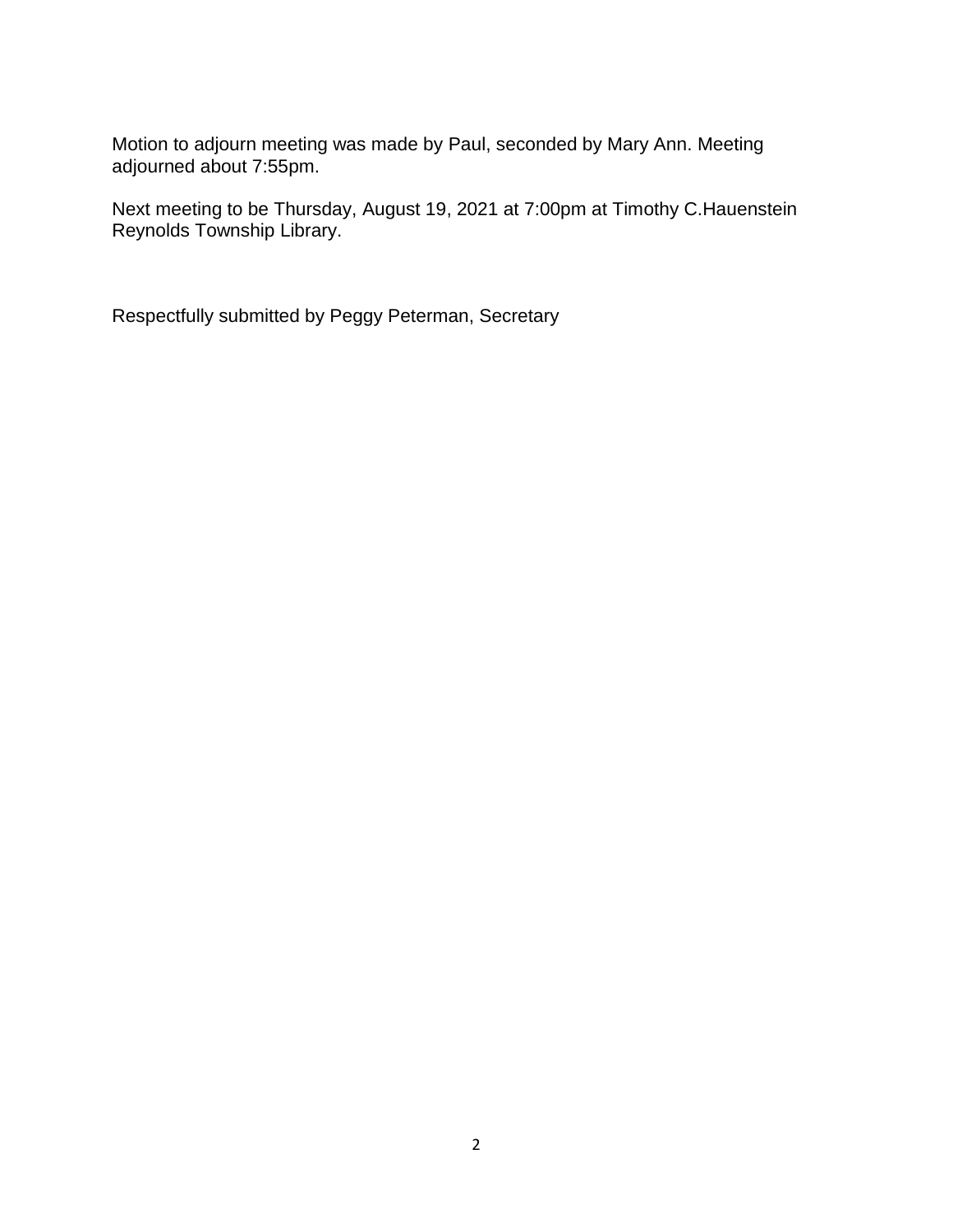Motion to adjourn meeting was made by Paul, seconded by Mary Ann. Meeting adjourned about 7:55pm.

Next meeting to be Thursday, August 19, 2021 at 7:00pm at Timothy C.Hauenstein Reynolds Township Library.

Respectfully submitted by Peggy Peterman, Secretary